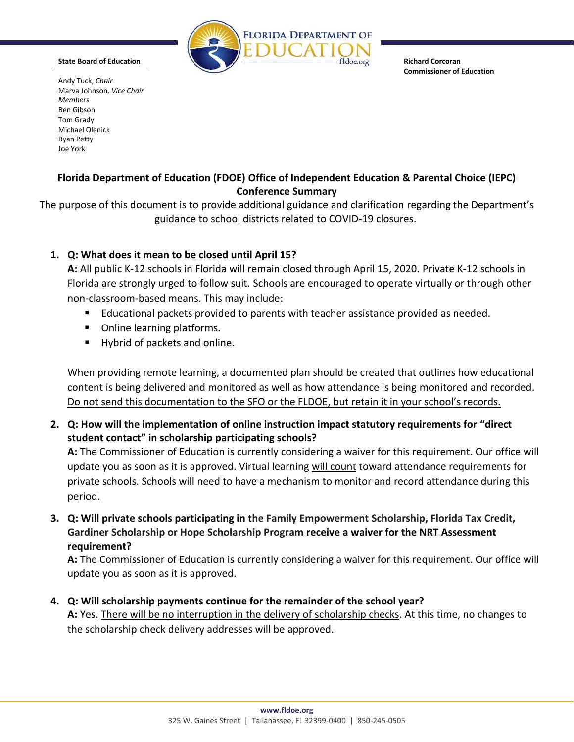**State Board of Education**

Andy Tuck, *Chair*
Marva Johnson, *Vice Chair*
*Members*
Ben Gibson
Tom Grady
Michael Olenick
Ryan Petty
Joe York

**FLORIDA DEPARTMENT OF EDUCATION**
fldoe.org

**Richard Corcoran**
**Commissioner of Education**

## Florida Department of Education (FDOE) Office of Independent Education & Parental Choice (IEPC) Conference Summary

The purpose of this document is to provide additional guidance and clarification regarding the Department's guidance to school districts related to COVID-19 closures.

1. **Q: What does it mean to be closed until April 15?**
   **A:** All public K-12 schools in Florida will remain closed through April 15, 2020. Private K-12 schools in Florida are strongly urged to follow suit. Schools are encouraged to operate virtually or through other non-classroom-based means. This may include:
   - Educational packets provided to parents with teacher assistance provided as needed.
   - Online learning platforms.
   - Hybrid of packets and online.

   When providing remote learning, a documented plan should be created that outlines how educational content is being delivered and monitored as well as how attendance is being monitored and recorded. <u>Do not send this documentation to the SFO or the FLDOE, but retain it in your school's records.</u>

2. **Q: How will the implementation of online instruction impact statutory requirements for "direct student contact" in scholarship participating schools?**
   **A:** The Commissioner of Education is currently considering a waiver for this requirement. Our office will update you as soon as it is approved. Virtual learning <u>will count</u> toward attendance requirements for private schools. Schools will need to have a mechanism to monitor and record attendance during this period.

3. **Q: Will private schools participating in the Family Empowerment Scholarship, Florida Tax Credit, Gardiner Scholarship or Hope Scholarship Program receive a waiver for the NRT Assessment requirement?**
   **A:** The Commissioner of Education is currently considering a waiver for this requirement. Our office will update you as soon as it is approved.

4. **Q: Will scholarship payments continue for the remainder of the school year?**
   **A:** Yes. <u>There will be no interruption in the delivery of scholarship checks</u>. At this time, no changes to the scholarship check delivery addresses will be approved.

**www.fldoe.org**
325 W. Gaines Street | Tallahassee, FL 32399-0400 | 850-245-0505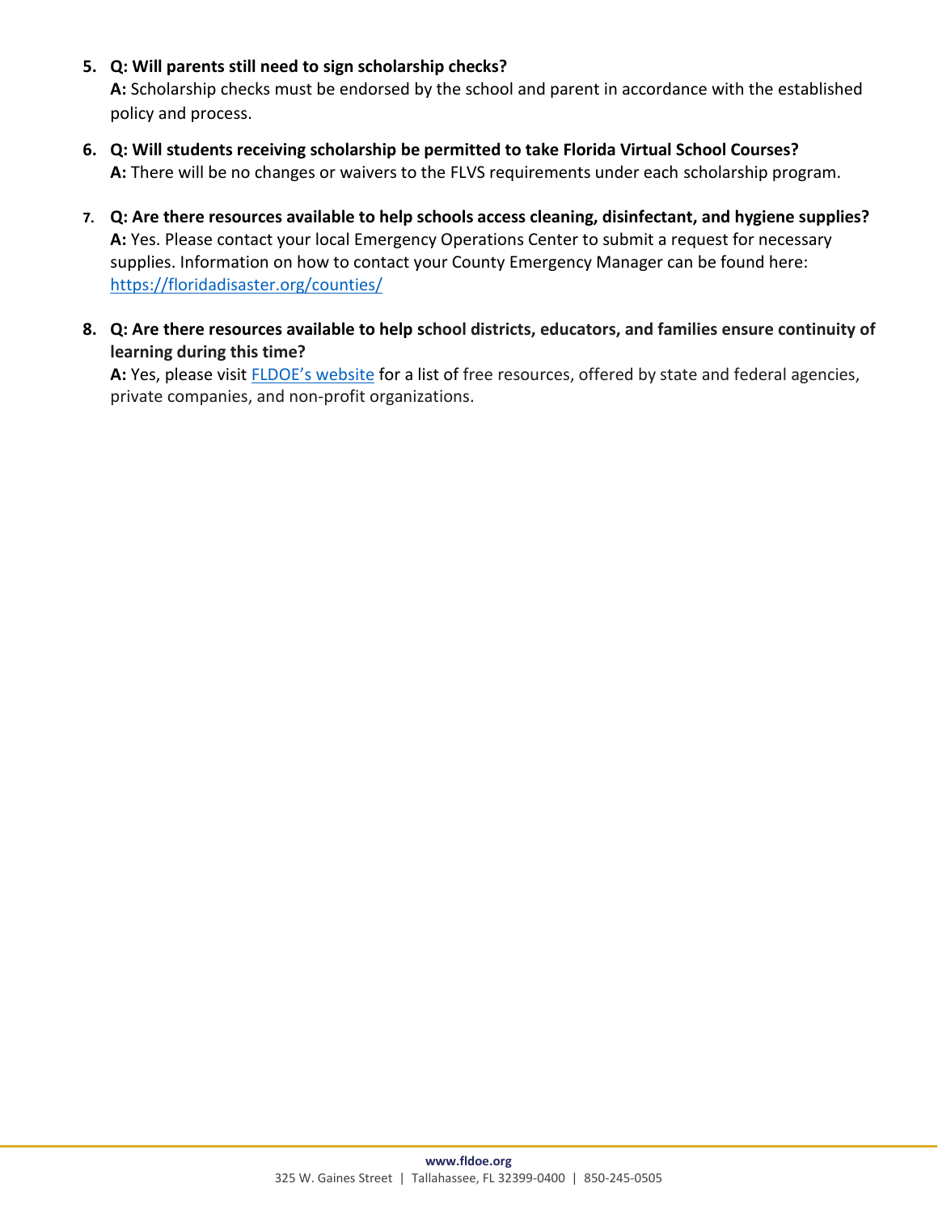5. **Q: Will parents still need to sign scholarship checks?**
   **A:** Scholarship checks must be endorsed by the school and parent in accordance with the established policy and process.

6. **Q: Will students receiving scholarship be permitted to take Florida Virtual School Courses?**
   **A:** There will be no changes or waivers to the FLVS requirements under each scholarship program.

7. **Q: Are there resources available to help schools access cleaning, disinfectant, and hygiene supplies?**
   **A:** Yes. Please contact your local Emergency Operations Center to submit a request for necessary supplies. Information on how to contact your County Emergency Manager can be found here: [https://floridadisaster.org/counties/](https://floridadisaster.org/counties/)

8. **Q: Are there resources available to help school districts, educators, and families ensure continuity of learning during this time?**
   **A:** Yes, please visit FLDOE's website for a list of free resources, offered by state and federal agencies, private companies, and non-profit organizations.